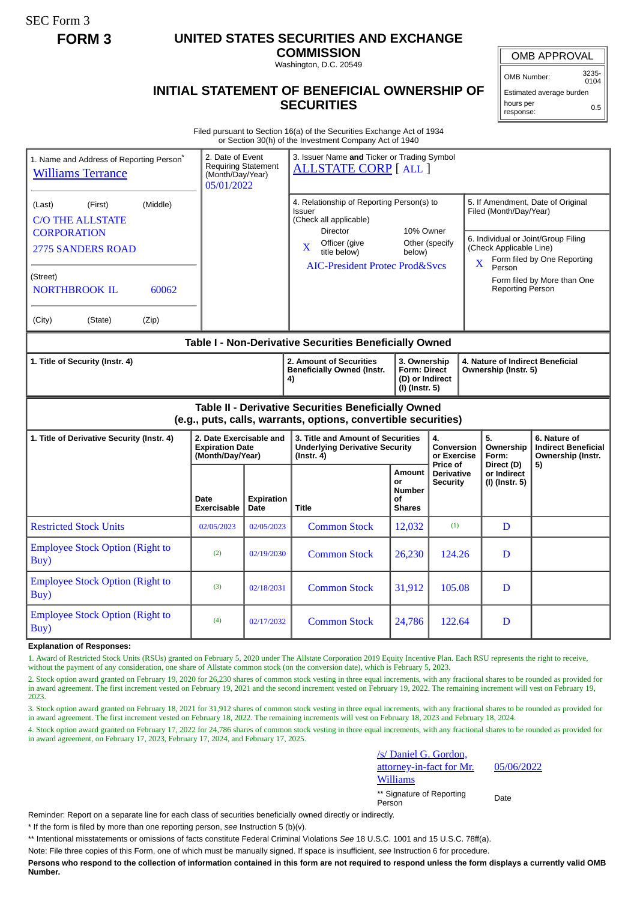SEC Form 3

**FORM 3**

# UNITED STATES SECURITIES AND EXCHANGE COMMISSION

Washington, D.C. 20549

## INITIAL STATEMENT OF BENEFICIAL OWNERSHIP OF SECURITIES

| OMB APPROVAL | |
|---|---|
| OMB Number: | 3235-0104 |
| Estimated average burden | |
| hours per response: | 0.5 |

Filed pursuant to Section 16(a) of the Securities Exchange Act of 1934 or Section 30(h) of the Investment Company Act of 1940

1. Name and Address of Reporting Person*
Williams Terrance

(Last) (First) (Middle)
C/O THE ALLSTATE CORPORATION
2775 SANDERS ROAD

(Street)
NORTHBROOK IL 60062

(City) (State) (Zip)

2. Date of Event Requiring Statement (Month/Day/Year)
05/01/2022

3. Issuer Name **and** Ticker or Trading Symbol
ALLSTATE CORP [ ALL ]

4. Relationship of Reporting Person(s) to Issuer (Check all applicable)
Director
10% Owner
X Officer (give title below)
Other (specify below)
AIC-President Protec Prod&Svcs

5. If Amendment, Date of Original Filed (Month/Day/Year)

6. Individual or Joint/Group Filing (Check Applicable Line)
X Form filed by One Reporting Person
Form filed by More than One Reporting Person

### Table I - Non-Derivative Securities Beneficially Owned

| 1. Title of Security (Instr. 4) | 2. Amount of Securities Beneficially Owned (Instr. 4) | 3. Ownership Form: Direct (D) or Indirect (I) (Instr. 5) | 4. Nature of Indirect Beneficial Ownership (Instr. 5) |
|---|---|---|---|

### Table II - Derivative Securities Beneficially Owned (e.g., puts, calls, warrants, options, convertible securities)

| 1. Title of Derivative Security (Instr. 4) | 2. Date Exercisable and Expiration Date (Month/Day/Year) | | 3. Title and Amount of Securities Underlying Derivative Security (Instr. 4) | | 4. Conversion or Exercise Price of Derivative Security | 5. Ownership Form: Direct (D) or Indirect (I) (Instr. 5) | 6. Nature of Indirect Beneficial Ownership (Instr. 5) |
|---|---|---|---|---|---|---|---|
| | Date Exercisable | Expiration Date | Title | Amount or Number of Shares | | | |
| Restricted Stock Units | 02/05/2023 | 02/05/2023 | Common Stock | 12,032 | (1) | D | |
| Employee Stock Option (Right to Buy) | (2) | 02/19/2030 | Common Stock | 26,230 | 124.26 | D | |
| Employee Stock Option (Right to Buy) | (3) | 02/18/2031 | Common Stock | 31,912 | 105.08 | D | |
| Employee Stock Option (Right to Buy) | (4) | 02/17/2032 | Common Stock | 24,786 | 122.64 | D | |

**Explanation of Responses:**

1. Award of Restricted Stock Units (RSUs) granted on February 5, 2020 under The Allstate Corporation 2019 Equity Incentive Plan. Each RSU represents the right to receive, without the payment of any consideration, one share of Allstate common stock (on the conversion date), which is February 5, 2023.

2. Stock option award granted on February 19, 2020 for 26,230 shares of common stock vesting in three equal increments, with any fractional shares to be rounded as provided for in award agreement. The first increment vested on February 19, 2021 and the second increment vested on February 19, 2022. The remaining increment will vest on February 19, 2023.

3. Stock option award granted on February 18, 2021 for 31,912 shares of common stock vesting in three equal increments, with any fractional shares to be rounded as provided for in award agreement. The first increment vested on February 18, 2022. The remaining increments will vest on February 18, 2023 and February 18, 2024.

4. Stock option award granted on February 17, 2022 for 24,786 shares of common stock vesting in three equal increments, with any fractional shares to be rounded as provided for in award agreement, on February 17, 2023, February 17, 2024, and February 17, 2025.

/s/ Daniel G. Gordon, attorney-in-fact for Mr. Williams — 05/06/2022

** Signature of Reporting Person — Date

Reminder: Report on a separate line for each class of securities beneficially owned directly or indirectly.

\* If the form is filed by more than one reporting person, *see* Instruction 5 (b)(v).

** Intentional misstatements or omissions of facts constitute Federal Criminal Violations *See* 18 U.S.C. 1001 and 15 U.S.C. 78ff(a).

Note: File three copies of this Form, one of which must be manually signed. If space is insufficient, *see* Instruction 6 for procedure.

**Persons who respond to the collection of information contained in this form are not required to respond unless the form displays a currently valid OMB Number.**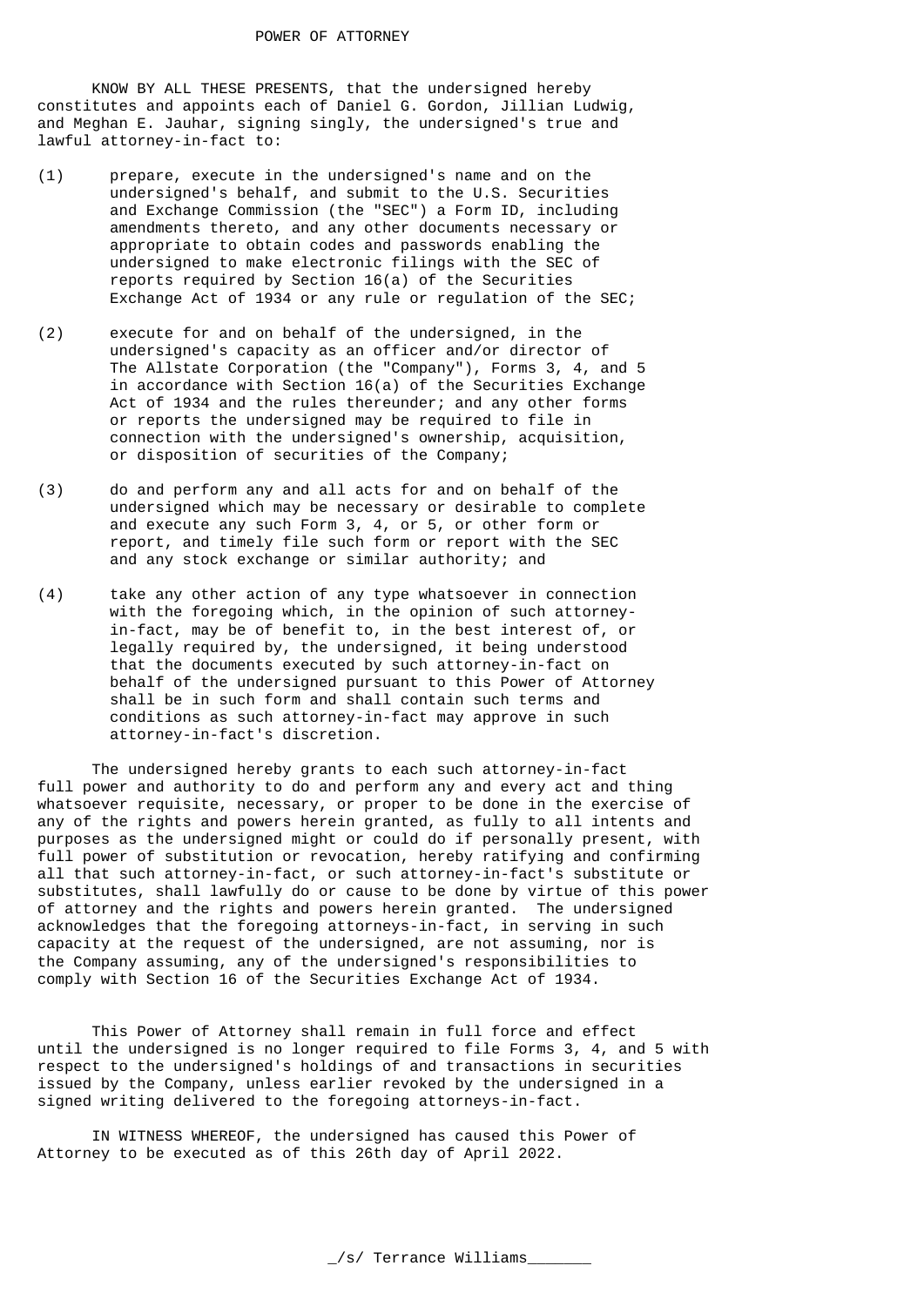# POWER OF ATTORNEY

KNOW BY ALL THESE PRESENTS, that the undersigned hereby constitutes and appoints each of Daniel G. Gordon, Jillian Ludwig, and Meghan E. Jauhar, signing singly, the undersigned's true and lawful attorney-in-fact to:

(1) prepare, execute in the undersigned's name and on the undersigned's behalf, and submit to the U.S. Securities and Exchange Commission (the "SEC") a Form ID, including amendments thereto, and any other documents necessary or appropriate to obtain codes and passwords enabling the undersigned to make electronic filings with the SEC of reports required by Section 16(a) of the Securities Exchange Act of 1934 or any rule or regulation of the SEC;

(2) execute for and on behalf of the undersigned, in the undersigned's capacity as an officer and/or director of The Allstate Corporation (the "Company"), Forms 3, 4, and 5 in accordance with Section 16(a) of the Securities Exchange Act of 1934 and the rules thereunder; and any other forms or reports the undersigned may be required to file in connection with the undersigned's ownership, acquisition, or disposition of securities of the Company;

(3) do and perform any and all acts for and on behalf of the undersigned which may be necessary or desirable to complete and execute any such Form 3, 4, or 5, or other form or report, and timely file such form or report with the SEC and any stock exchange or similar authority; and

(4) take any other action of any type whatsoever in connection with the foregoing which, in the opinion of such attorney-in-fact, may be of benefit to, in the best interest of, or legally required by, the undersigned, it being understood that the documents executed by such attorney-in-fact on behalf of the undersigned pursuant to this Power of Attorney shall be in such form and shall contain such terms and conditions as such attorney-in-fact may approve in such attorney-in-fact's discretion.

The undersigned hereby grants to each such attorney-in-fact full power and authority to do and perform any and every act and thing whatsoever requisite, necessary, or proper to be done in the exercise of any of the rights and powers herein granted, as fully to all intents and purposes as the undersigned might or could do if personally present, with full power of substitution or revocation, hereby ratifying and confirming all that such attorney-in-fact, or such attorney-in-fact's substitute or substitutes, shall lawfully do or cause to be done by virtue of this power of attorney and the rights and powers herein granted. The undersigned acknowledges that the foregoing attorneys-in-fact, in serving in such capacity at the request of the undersigned, are not assuming, nor is the Company assuming, any of the undersigned's responsibilities to comply with Section 16 of the Securities Exchange Act of 1934.

This Power of Attorney shall remain in full force and effect until the undersigned is no longer required to file Forms 3, 4, and 5 with respect to the undersigned's holdings of and transactions in securities issued by the Company, unless earlier revoked by the undersigned in a signed writing delivered to the foregoing attorneys-in-fact.

IN WITNESS WHEREOF, the undersigned has caused this Power of Attorney to be executed as of this 26th day of April 2022.

_/s/ Terrance Williams_______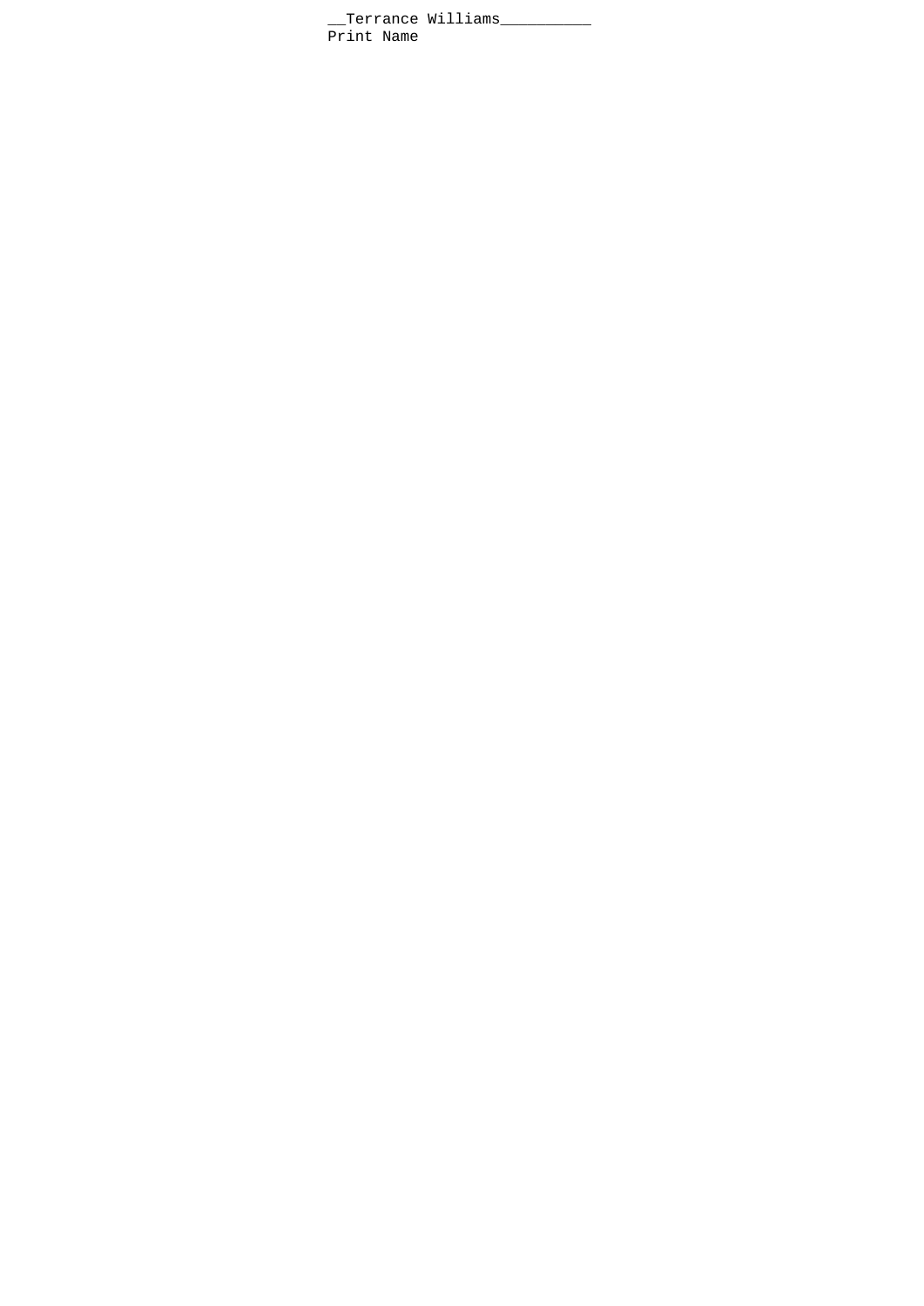__Terrance Williams__________
Print Name